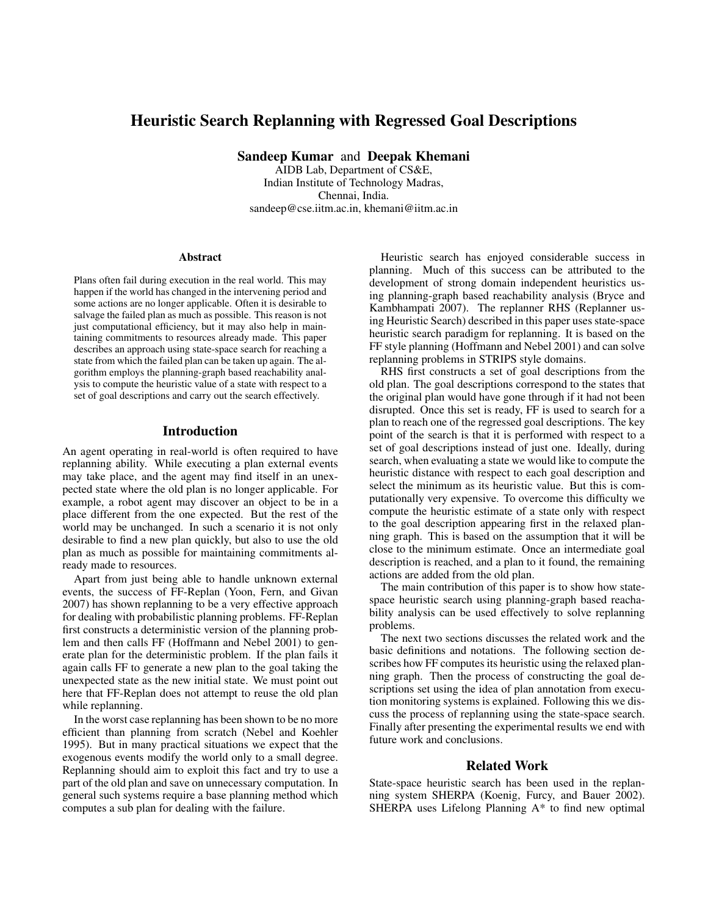# Heuristic Search Replanning with Regressed Goal Descriptions

**Sandeep Kumar** and **Deepak Khemani**
AIDB Lab, Department of CS&E,
Indian Institute of Technology Madras,
Chennai, India.
sandeep@cse.iitm.ac.in, khemani@iitm.ac.in

### Abstract

Plans often fail during execution in the real world. This may happen if the world has changed in the intervening period and some actions are no longer applicable. Often it is desirable to salvage the failed plan as much as possible. This reason is not just computational efficiency, but it may also help in maintaining commitments to resources already made. This paper describes an approach using state-space search for reaching a state from which the failed plan can be taken up again. The algorithm employs the planning-graph based reachability analysis to compute the heuristic value of a state with respect to a set of goal descriptions and carry out the search effectively.

## Introduction

An agent operating in real-world is often required to have replanning ability. While executing a plan external events may take place, and the agent may find itself in an unexpected state where the old plan is no longer applicable. For example, a robot agent may discover an object to be in a place different from the one expected. But the rest of the world may be unchanged. In such a scenario it is not only desirable to find a new plan quickly, but also to use the old plan as much as possible for maintaining commitments already made to resources.

Apart from just being able to handle unknown external events, the success of FF-Replan (Yoon, Fern, and Givan 2007) has shown replanning to be a very effective approach for dealing with probabilistic planning problems. FF-Replan first constructs a deterministic version of the planning problem and then calls FF (Hoffmann and Nebel 2001) to generate plan for the deterministic problem. If the plan fails it again calls FF to generate a new plan to the goal taking the unexpected state as the new initial state. We must point out here that FF-Replan does not attempt to reuse the old plan while replanning.

In the worst case replanning has been shown to be no more efficient than planning from scratch (Nebel and Koehler 1995). But in many practical situations we expect that the exogenous events modify the world only to a small degree. Replanning should aim to exploit this fact and try to use a part of the old plan and save on unnecessary computation. In general such systems require a base planning method which computes a sub plan for dealing with the failure.

Heuristic search has enjoyed considerable success in planning. Much of this success can be attributed to the development of strong domain independent heuristics using planning-graph based reachability analysis (Bryce and Kambhampati 2007). The replanner RHS (Replanner using Heuristic Search) described in this paper uses state-space heuristic search paradigm for replanning. It is based on the FF style planning (Hoffmann and Nebel 2001) and can solve replanning problems in STRIPS style domains.

RHS first constructs a set of goal descriptions from the old plan. The goal descriptions correspond to the states that the original plan would have gone through if it had not been disrupted. Once this set is ready, FF is used to search for a plan to reach one of the regressed goal descriptions. The key point of the search is that it is performed with respect to a set of goal descriptions instead of just one. Ideally, during search, when evaluating a state we would like to compute the heuristic distance with respect to each goal description and select the minimum as its heuristic value. But this is computationally very expensive. To overcome this difficulty we compute the heuristic estimate of a state only with respect to the goal description appearing first in the relaxed planning graph. This is based on the assumption that it will be close to the minimum estimate. Once an intermediate goal description is reached, and a plan to it found, the remaining actions are added from the old plan.

The main contribution of this paper is to show how state-space heuristic search using planning-graph based reachability analysis can be used effectively to solve replanning problems.

The next two sections discusses the related work and the basic definitions and notations. The following section describes how FF computes its heuristic using the relaxed planning graph. Then the process of constructing the goal descriptions set using the idea of plan annotation from execution monitoring systems is explained. Following this we discuss the process of replanning using the state-space search. Finally after presenting the experimental results we end with future work and conclusions.

## Related Work

State-space heuristic search has been used in the replanning system SHERPA (Koenig, Furcy, and Bauer 2002). SHERPA uses Lifelong Planning A* to find new optimal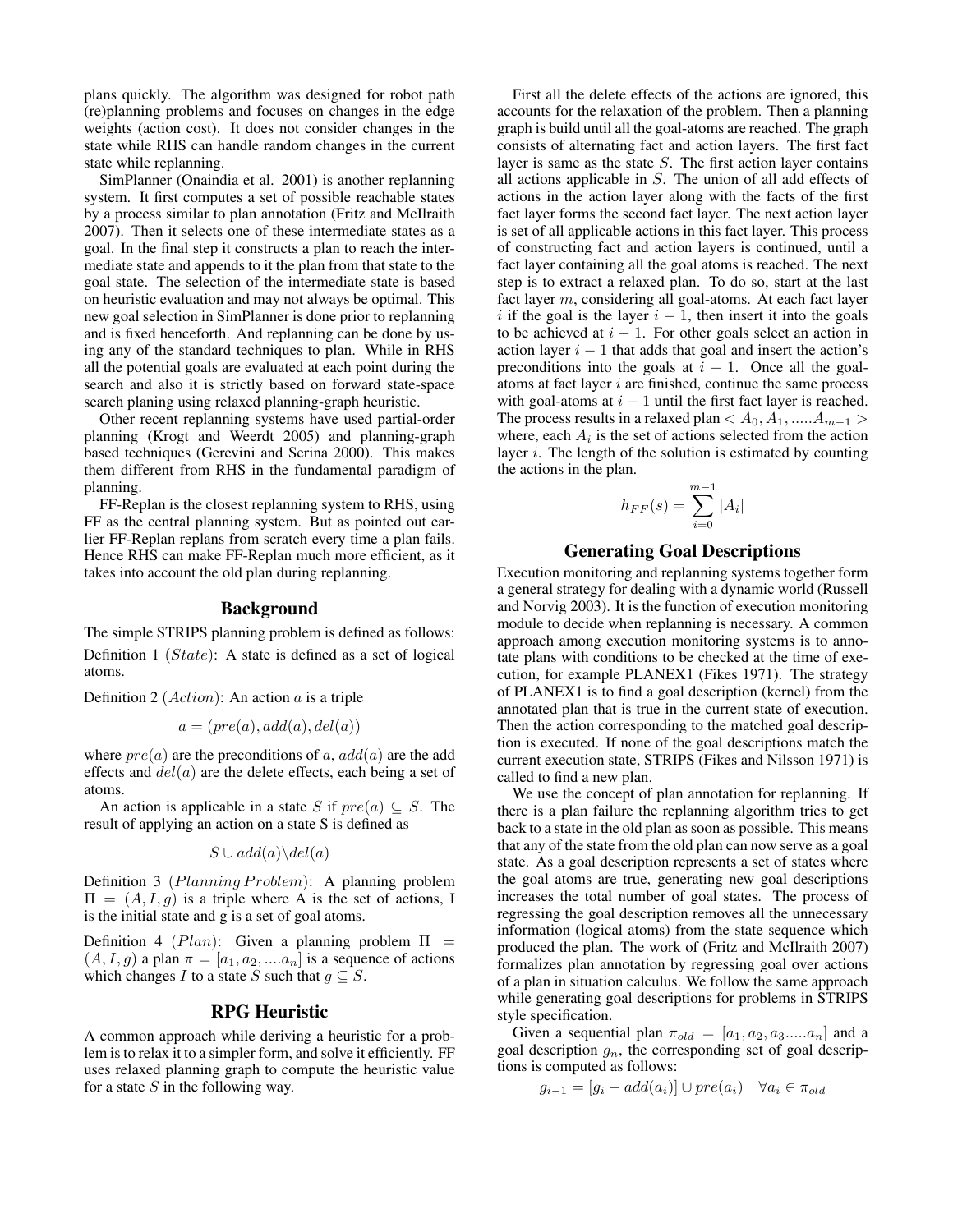plans quickly. The algorithm was designed for robot path (re)planning problems and focuses on changes in the edge weights (action cost). It does not consider changes in the state while RHS can handle random changes in the current state while replanning.

SimPlanner (Onaindia et al. 2001) is another replanning system. It first computes a set of possible reachable states by a process similar to plan annotation (Fritz and McIlraith 2007). Then it selects one of these intermediate states as a goal. In the final step it constructs a plan to reach the intermediate state and appends to it the plan from that state to the goal state. The selection of the intermediate state is based on heuristic evaluation and may not always be optimal. This new goal selection in SimPlanner is done prior to replanning and is fixed henceforth. And replanning can be done by using any of the standard techniques to plan. While in RHS all the potential goals are evaluated at each point during the search and also it is strictly based on forward state-space search planing using relaxed planning-graph heuristic.

Other recent replanning systems have used partial-order planning (Krogt and Weerdt 2005) and planning-graph based techniques (Gerevini and Serina 2000). This makes them different from RHS in the fundamental paradigm of planning.

FF-Replan is the closest replanning system to RHS, using FF as the central planning system. But as pointed out earlier FF-Replan replans from scratch every time a plan fails. Hence RHS can make FF-Replan much more efficient, as it takes into account the old plan during replanning.

## Background

The simple STRIPS planning problem is defined as follows:

Definition 1 ($State$): A state is defined as a set of logical atoms.

Definition 2 ($Action$): An action $a$ is a triple

$$a = (pre(a), add(a), del(a))$$

where $pre(a)$ are the preconditions of $a$, $add(a)$ are the add effects and $del(a)$ are the delete effects, each being a set of atoms.

An action is applicable in a state $S$ if $pre(a) \subseteq S$. The result of applying an action on a state S is defined as

$$S \cup add(a) \backslash del(a)$$

Definition 3 ($Planning\, Problem$): A planning problem $\Pi = (A, I, g)$ is a triple where A is the set of actions, I is the initial state and g is a set of goal atoms.

Definition 4 ($Plan$): Given a planning problem $\Pi = (A, I, g)$ a plan $\pi = [a_1, a_2, ....a_n]$ is a sequence of actions which changes $I$ to a state $S$ such that $g \subseteq S$.

## RPG Heuristic

A common approach while deriving a heuristic for a problem is to relax it to a simpler form, and solve it efficiently. FF uses relaxed planning graph to compute the heuristic value for a state $S$ in the following way.

First all the delete effects of the actions are ignored, this accounts for the relaxation of the problem. Then a planning graph is build until all the goal-atoms are reached. The graph consists of alternating fact and action layers. The first fact layer is same as the state $S$. The first action layer contains all actions applicable in $S$. The union of all add effects of actions in the action layer along with the facts of the first fact layer forms the second fact layer. The next action layer is set of all applicable actions in this fact layer. This process of constructing fact and action layers is continued, until a fact layer containing all the goal atoms is reached. The next step is to extract a relaxed plan. To do so, start at the last fact layer $m$, considering all goal-atoms. At each fact layer $i$ if the goal is the layer $i-1$, then insert it into the goals to be achieved at $i-1$. For other goals select an action in action layer $i-1$ that adds that goal and insert the action's preconditions into the goals at $i-1$. Once all the goal-atoms at fact layer $i$ are finished, continue the same process with goal-atoms at $i-1$ until the first fact layer is reached. The process results in a relaxed plan $< A_0, A_1, .....A_{m-1} >$ where, each $A_i$ is the set of actions selected from the action layer $i$. The length of the solution is estimated by counting the actions in the plan.

$$h_{FF}(s) = \sum_{i=0}^{m-1} |A_i|$$

## Generating Goal Descriptions

Execution monitoring and replanning systems together form a general strategy for dealing with a dynamic world (Russell and Norvig 2003). It is the function of execution monitoring module to decide when replanning is necessary. A common approach among execution monitoring systems is to annotate plans with conditions to be checked at the time of execution, for example PLANEX1 (Fikes 1971). The strategy of PLANEX1 is to find a goal description (kernel) from the annotated plan that is true in the current state of execution. Then the action corresponding to the matched goal description is executed. If none of the goal descriptions match the current execution state, STRIPS (Fikes and Nilsson 1971) is called to find a new plan.

We use the concept of plan annotation for replanning. If there is a plan failure the replanning algorithm tries to get back to a state in the old plan as soon as possible. This means that any of the state from the old plan can now serve as a goal state. As a goal description represents a set of states where the goal atoms are true, generating new goal descriptions increases the total number of goal states. The process of regressing the goal description removes all the unnecessary information (logical atoms) from the state sequence which produced the plan. The work of (Fritz and McIlraith 2007) formalizes plan annotation by regressing goal over actions of a plan in situation calculus. We follow the same approach while generating goal descriptions for problems in STRIPS style specification.

Given a sequential plan $\pi_{old} = [a_1, a_2, a_3.....a_n]$ and a goal description $g_n$, the corresponding set of goal descriptions is computed as follows:

$$g_{i-1} = [g_i - add(a_i)] \cup pre(a_i) \quad \forall a_i \in \pi_{old}$$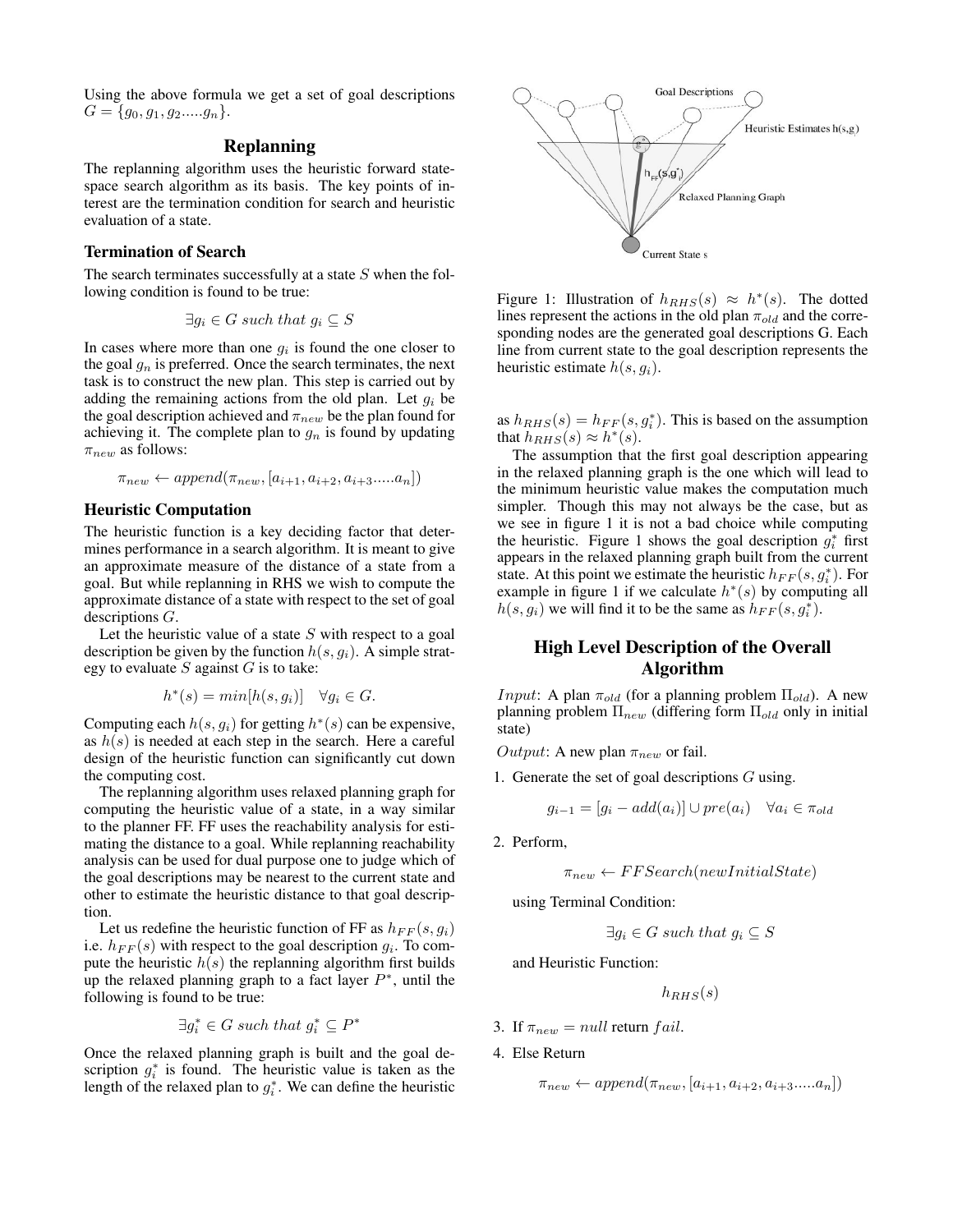Using the above formula we get a set of goal descriptions $G = \{g_0, g_1, g_2.....g_n\}$.

## Replanning

The replanning algorithm uses the heuristic forward state-space search algorithm as its basis. The key points of interest are the termination condition for search and heuristic evaluation of a state.

### Termination of Search

The search terminates successfully at a state $S$ when the following condition is found to be true:

$$\exists g_i \in G \ such\ that\ g_i \subseteq S$$

In cases where more than one $g_i$ is found the one closer to the goal $g_n$ is preferred. Once the search terminates, the next task is to construct the new plan. This step is carried out by adding the remaining actions from the old plan. Let $g_i$ be the goal description achieved and $\pi_{new}$ be the plan found for achieving it. The complete plan to $g_n$ is found by updating $\pi_{new}$ as follows:

$$\pi_{new} \leftarrow append(\pi_{new}, [a_{i+1}, a_{i+2}, a_{i+3}.....a_n])$$

### Heuristic Computation

The heuristic function is a key deciding factor that determines performance in a search algorithm. It is meant to give an approximate measure of the distance of a state from a goal. But while replanning in RHS we wish to compute the approximate distance of a state with respect to the set of goal descriptions $G$.

Let the heuristic value of a state $S$ with respect to a goal description be given by the function $h(s, g_i)$. A simple strategy to evaluate $S$ against $G$ is to take:

$$h^*(s) = min[h(s, g_i)] \quad \forall g_i \in G.$$

Computing each $h(s, g_i)$ for getting $h^*(s)$ can be expensive, as $h(s)$ is needed at each step in the search. Here a careful design of the heuristic function can significantly cut down the computing cost.

The replanning algorithm uses relaxed planning graph for computing the heuristic value of a state, in a way similar to the planner FF. FF uses the reachability analysis for estimating the distance to a goal. While replanning reachability analysis can be used for dual purpose one to judge which of the goal descriptions may be nearest to the current state and other to estimate the heuristic distance to that goal description.

Let us redefine the heuristic function of FF as $h_{FF}(s, g_i)$ i.e. $h_{FF}(s)$ with respect to the goal description $g_i$. To compute the heuristic $h(s)$ the replanning algorithm first builds up the relaxed planning graph to a fact layer $P^*$, until the following is found to be true:

$$\exists g_i^* \in G \ such\ that\ g_i^* \subseteq P^*$$

Once the relaxed planning graph is built and the goal description $g_i^*$ is found. The heuristic value is taken as the length of the relaxed plan to $g_i^*$. We can define the heuristic as $h_{RHS}(s) = h_{FF}(s, g_i^*)$. This is based on the assumption that $h_{RHS}(s) \approx h^*(s)$.

Figure 1: Illustration of $h_{RHS}(s) \approx h^*(s)$. The dotted lines represent the actions in the old plan $\pi_{old}$ and the corresponding nodes are the generated goal descriptions G. Each line from current state to the goal description represents the heuristic estimate $h(s, g_i)$.

The assumption that the first goal description appearing in the relaxed planning graph is the one which will lead to the minimum heuristic value makes the computation much simpler. Though this may not always be the case, but as we see in figure 1 it is not a bad choice while computing the heuristic. Figure 1 shows the goal description $g_i^*$ first appears in the relaxed planning graph built from the current state. At this point we estimate the heuristic $h_{FF}(s, g_i^*)$. For example in figure 1 if we calculate $h^*(s)$ by computing all $h(s, g_i)$ we will find it to be the same as $h_{FF}(s, g_i^*)$.

## High Level Description of the Overall Algorithm

*Input*: A plan $\pi_{old}$ (for a planning problem $\Pi_{old}$). A new planning problem $\Pi_{new}$ (differing form $\Pi_{old}$ only in initial state)

*Output*: A new plan $\pi_{new}$ or fail.

1. Generate the set of goal descriptions $G$ using.

$$g_{i-1} = [g_i - add(a_i)] \cup pre(a_i) \quad \forall a_i \in \pi_{old}$$

2. Perform,

$$\pi_{new} \leftarrow FFSearch(newInitialState)$$

using Terminal Condition:

$$\exists g_i \in G \ such\ that\ g_i \subseteq S$$

and Heuristic Function:

$$h_{RHS}(s)$$

3. If $\pi_{new} = null$ return $fail$.
4. Else Return

$$\pi_{new} \leftarrow append(\pi_{new}, [a_{i+1}, a_{i+2}, a_{i+3}.....a_n])$$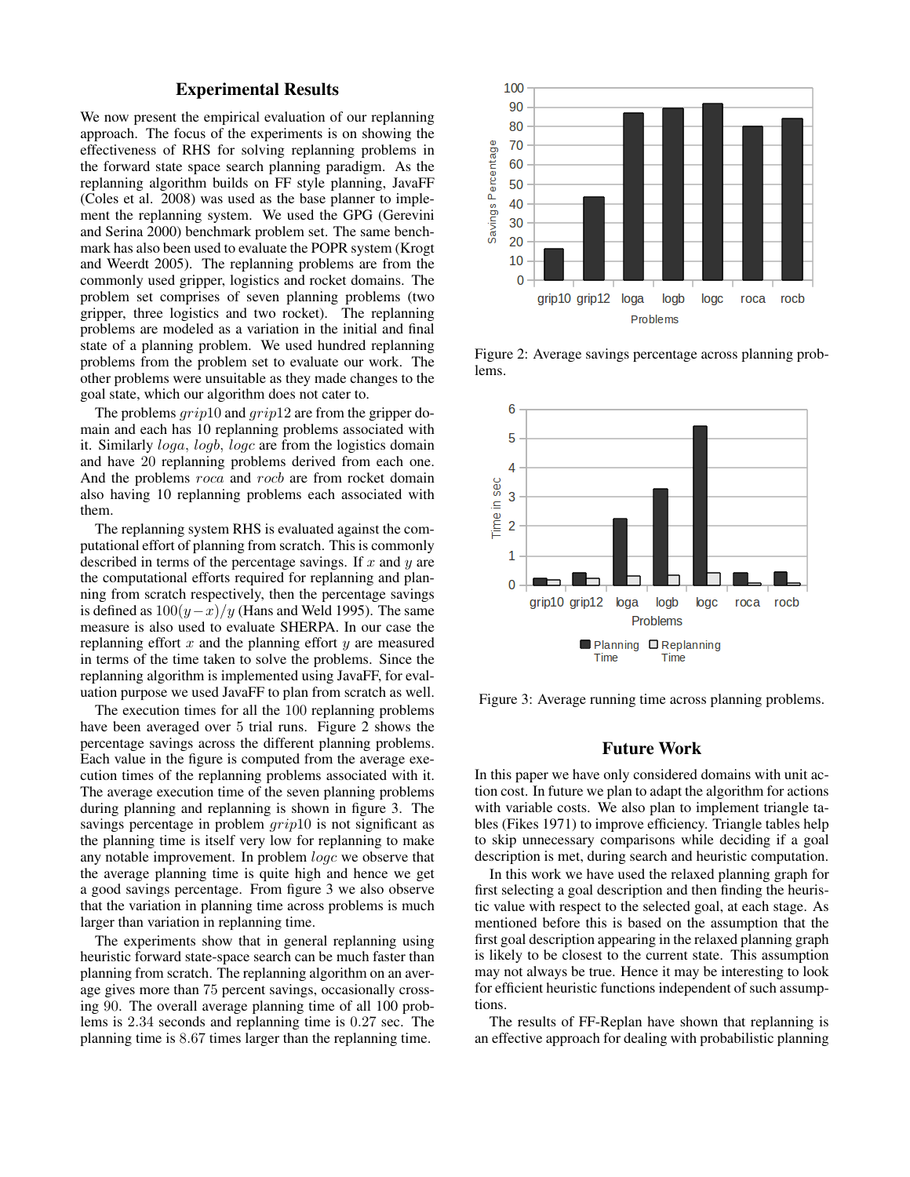## Experimental Results

We now present the empirical evaluation of our replanning approach. The focus of the experiments is on showing the effectiveness of RHS for solving replanning problems in the forward state space search planning paradigm. As the replanning algorithm builds on FF style planning, JavaFF (Coles et al. 2008) was used as the base planner to implement the replanning system. We used the GPG (Gerevini and Serina 2000) benchmark problem set. The same benchmark has also been used to evaluate the POPR system (Krogt and Weerdt 2005). The replanning problems are from the commonly used gripper, logistics and rocket domains. The problem set comprises of seven planning problems (two gripper, three logistics and two rocket). The replanning problems are modeled as a variation in the initial and final state of a planning problem. We used hundred replanning problems from the problem set to evaluate our work. The other problems were unsuitable as they made changes to the goal state, which our algorithm does not cater to.

The problems $grip10$ and $grip12$ are from the gripper domain and each has 10 replanning problems associated with it. Similarly $loga$, $logb$, $logc$ are from the logistics domain and have 20 replanning problems derived from each one. And the problems $roca$ and $rocb$ are from rocket domain also having 10 replanning problems each associated with them.

The replanning system RHS is evaluated against the computational effort of planning from scratch. This is commonly described in terms of the percentage savings. If $x$ and $y$ are the computational efforts required for replanning and planning from scratch respectively, then the percentage savings is defined as $100(y-x)/y$ (Hans and Weld 1995). The same measure is also used to evaluate SHERPA. In our case the replanning effort $x$ and the planning effort $y$ are measured in terms of the time taken to solve the problems. Since the replanning algorithm is implemented using JavaFF, for evaluation purpose we used JavaFF to plan from scratch as well.

The execution times for all the 100 replanning problems have been averaged over 5 trial runs. Figure 2 shows the percentage savings across the different planning problems. Each value in the figure is computed from the average execution times of the replanning problems associated with it. The average execution time of the seven planning problems during planning and replanning is shown in figure 3. The savings percentage in problem $grip10$ is not significant as the planning time is itself very low for replanning to make any notable improvement. In problem $logc$ we observe that the average planning time is quite high and hence we get a good savings percentage. From figure 3 we also observe that the variation in planning time across problems is much larger than variation in replanning time.

The experiments show that in general replanning using heuristic forward state-space search can be much faster than planning from scratch. The replanning algorithm on an average gives more than 75 percent savings, occasionally crossing 90. The overall average planning time of all 100 problems is 2.34 seconds and replanning time is 0.27 sec. The planning time is 8.67 times larger than the replanning time.

Figure 2: Average savings percentage across planning problems.

Figure 3: Average running time across planning problems.

## Future Work

In this paper we have only considered domains with unit action cost. In future we plan to adapt the algorithm for actions with variable costs. We also plan to implement triangle tables (Fikes 1971) to improve efficiency. Triangle tables help to skip unnecessary comparisons while deciding if a goal description is met, during search and heuristic computation.

In this work we have used the relaxed planning graph for first selecting a goal description and then finding the heuristic value with respect to the selected goal, at each stage. As mentioned before this is based on the assumption that the first goal description appearing in the relaxed planning graph is likely to be closest to the current state. This assumption may not always be true. Hence it may be interesting to look for efficient heuristic functions independent of such assumptions.

The results of FF-Replan have shown that replanning is an effective approach for dealing with probabilistic planning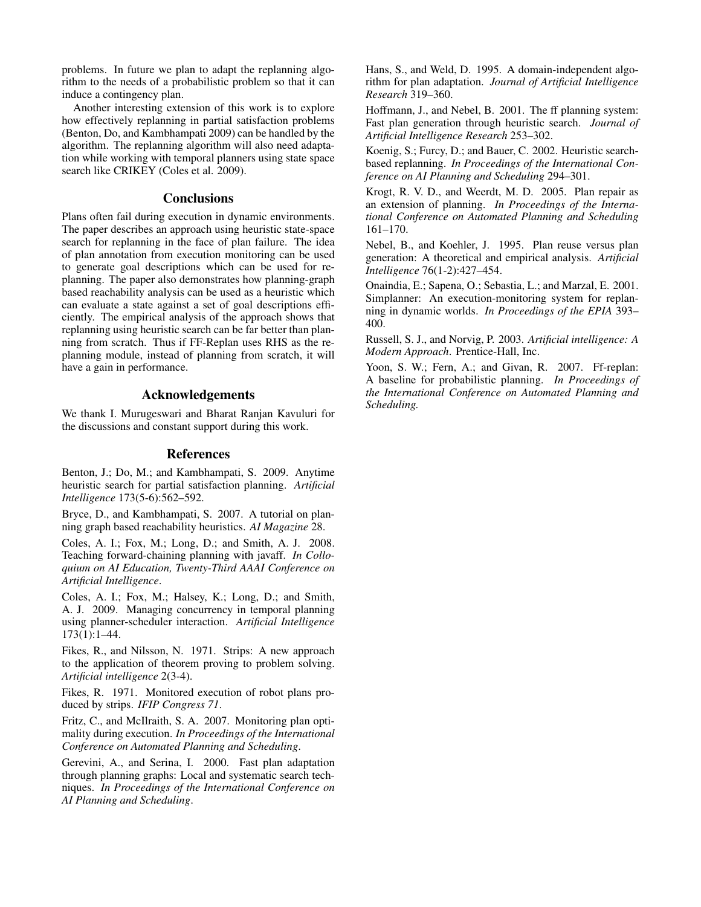problems. In future we plan to adapt the replanning algorithm to the needs of a probabilistic problem so that it can induce a contingency plan.

Another interesting extension of this work is to explore how effectively replanning in partial satisfaction problems (Benton, Do, and Kambhampati 2009) can be handled by the algorithm. The replanning algorithm will also need adaptation while working with temporal planners using state space search like CRIKEY (Coles et al. 2009).

## Conclusions

Plans often fail during execution in dynamic environments. The paper describes an approach using heuristic state-space search for replanning in the face of plan failure. The idea of plan annotation from execution monitoring can be used to generate goal descriptions which can be used for replanning. The paper also demonstrates how planning-graph based reachability analysis can be used as a heuristic which can evaluate a state against a set of goal descriptions efficiently. The empirical analysis of the approach shows that replanning using heuristic search can be far better than planning from scratch. Thus if FF-Replan uses RHS as the replanning module, instead of planning from scratch, it will have a gain in performance.

## Acknowledgements

We thank I. Murugeswari and Bharat Ranjan Kavuluri for the discussions and constant support during this work.

## References

Benton, J.; Do, M.; and Kambhampati, S. 2009. Anytime heuristic search for partial satisfaction planning. *Artificial Intelligence* 173(5-6):562–592.

Bryce, D., and Kambhampati, S. 2007. A tutorial on planning graph based reachability heuristics. *AI Magazine* 28.

Coles, A. I.; Fox, M.; Long, D.; and Smith, A. J. 2008. Teaching forward-chaining planning with javaff. *In Colloquium on AI Education, Twenty-Third AAAI Conference on Artificial Intelligence*.

Coles, A. I.; Fox, M.; Halsey, K.; Long, D.; and Smith, A. J. 2009. Managing concurrency in temporal planning using planner-scheduler interaction. *Artificial Intelligence* 173(1):1–44.

Fikes, R., and Nilsson, N. 1971. Strips: A new approach to the application of theorem proving to problem solving. *Artificial intelligence* 2(3-4).

Fikes, R. 1971. Monitored execution of robot plans produced by strips. *IFIP Congress 71*.

Fritz, C., and McIlraith, S. A. 2007. Monitoring plan optimality during execution. *In Proceedings of the International Conference on Automated Planning and Scheduling*.

Gerevini, A., and Serina, I. 2000. Fast plan adaptation through planning graphs: Local and systematic search techniques. *In Proceedings of the International Conference on AI Planning and Scheduling*.

Hans, S., and Weld, D. 1995. A domain-independent algorithm for plan adaptation. *Journal of Artificial Intelligence Research* 319–360.

Hoffmann, J., and Nebel, B. 2001. The ff planning system: Fast plan generation through heuristic search. *Journal of Artificial Intelligence Research* 253–302.

Koenig, S.; Furcy, D.; and Bauer, C. 2002. Heuristic search-based replanning. *In Proceedings of the International Conference on AI Planning and Scheduling* 294–301.

Krogt, R. V. D., and Weerdt, M. D. 2005. Plan repair as an extension of planning. *In Proceedings of the International Conference on Automated Planning and Scheduling* 161–170.

Nebel, B., and Koehler, J. 1995. Plan reuse versus plan generation: A theoretical and empirical analysis. *Artificial Intelligence* 76(1-2):427–454.

Onaindia, E.; Sapena, O.; Sebastia, L.; and Marzal, E. 2001. Simplanner: An execution-monitoring system for replanning in dynamic worlds. *In Proceedings of the EPIA* 393–400.

Russell, S. J., and Norvig, P. 2003. *Artificial intelligence: A Modern Approach*. Prentice-Hall, Inc.

Yoon, S. W.; Fern, A.; and Givan, R. 2007. Ff-replan: A baseline for probabilistic planning. *In Proceedings of the International Conference on Automated Planning and Scheduling.*